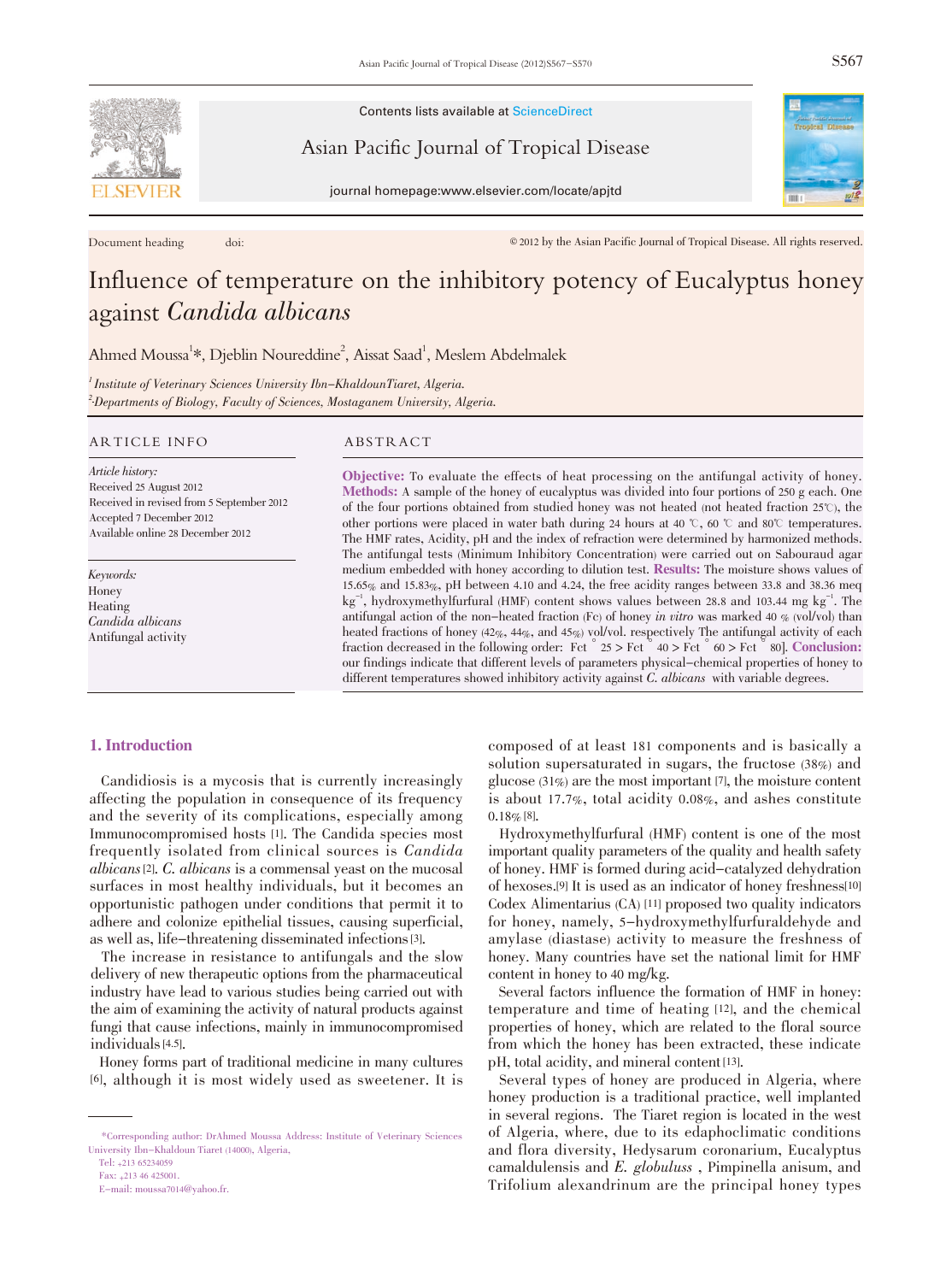Contents lists available at ScienceDirect

Asian Pacific Journal of Tropical Disease

journal homepage:www.elsevier.com/locate/apjtd

Document heading doi: © 2012 by the Asian Pacific Journal of Tropical Disease. All rights reserved.

# Influence of temperature on the inhibitory potency of Eucalyptus honey against *Candida albicans*

Ahmed Moussa[1]*, Djeblin Noureddine[2], Aissat Saad[1], Meslem Abdelmalek

[1] Institute of Veterinary Sciences University Ibn-KhaldounTiaret, Algeria.

[2] Departments of Biology, Faculty of Sciences, Mostaganem University, Algeria.

## ARTICLE INFO

*Article history:*
Received 25 August 2012
Received in revised from 5 September 2012
Accepted 7 December 2012
Available online 28 December 2012

*Keywords:*
Honey
Heating
*Candida albicans*
Antifungal activity

## ABSTRACT

**Objective:** To evaluate the effects of heat processing on the antifungal activity of honey. **Methods:** A sample of the honey of eucalyptus was divided into four portions of 250 g each. One of the four portions obtained from studied honey was not heated (not heated fraction 25℃), the other portions were placed in water bath during 24 hours at 40 ℃, 60 ℃ and 80℃ temperatures. The HMF rates, Acidity, pH and the index of refraction were determined by harmonized methods. The antifungal tests (Minimum Inhibitory Concentration) were carried out on Sabouraud agar medium embedded with honey according to dilution test. **Results:** The moisture shows values of 15.65% and 15.83%, pH between 4.10 and 4.24, the free acidity ranges between 33.8 and 38.36 meq $kg^{-1}$, hydroxymethylfurfural (HMF) content shows values between 28.8 and 103.44 mg $kg^{-1}$. The antifungal action of the non-heated fraction (Fc) of honey *in vitro* was marked 40 % (vol/vol) than heated fractions of honey (42%, 44%, and 45%) vol/vol. respectively The antifungal activity of each fraction decreased in the following order: Fct ° 25 > Fct ° 40 > Fct ° 60 > Fct ° 80]. **Conclusion:** our findings indicate that different levels of parameters physical-chemical properties of honey to different temperatures showed inhibitory activity against *C. albicans* with variable degrees.

## 1. Introduction

Candidiosis is a mycosis that is currently increasingly affecting the population in consequence of its frequency and the severity of its complications, especially among Immunocompromised hosts [1]. The Candida species most frequently isolated from clinical sources is *Candida albicans* [2]. *C. albicans* is a commensal yeast on the mucosal surfaces in most healthy individuals, but it becomes an opportunistic pathogen under conditions that permit it to adhere and colonize epithelial tissues, causing superficial, as well as, life-threatening disseminated infections [3].

The increase in resistance to antifungals and the slow delivery of new therapeutic options from the pharmaceutical industry have lead to various studies being carried out with the aim of examining the activity of natural products against fungi that cause infections, mainly in immunocompromised individuals [4,5].

Honey forms part of traditional medicine in many cultures [6], although it is most widely used as sweetener. It is composed of at least 181 components and is basically a solution supersaturated in sugars, the fructose (38%) and glucose (31%) are the most important [7], the moisture content is about 17.7%, total acidity 0.08%, and ashes constitute 0.18% [8].

Hydroxymethylfurfural (HMF) content is one of the most important quality parameters of the quality and health safety of honey. HMF is formed during acid-catalyzed dehydration of hexoses.[9] It is used as an indicator of honey freshness[10] Codex Alimentarius (CA) [11] proposed two quality indicators for honey, namely, 5-hydroxymethylfurfuraldehyde and amylase (diastase) activity to measure the freshness of honey. Many countries have set the national limit for HMF content in honey to 40 mg/kg.

Several factors influence the formation of HMF in honey: temperature and time of heating [12], and the chemical properties of honey, which are related to the floral source from which the honey has been extracted, these indicate pH, total acidity, and mineral content [13].

Several types of honey are produced in Algeria, where honey production is a traditional practice, well implanted in several regions. The Tiaret region is located in the west of Algeria, where, due to its edaphoclimatic conditions and flora diversity, Hedysarum coronarium, Eucalyptus camaldulensis and *E. globuluss* , Pimpinella anisum, and Trifolium alexandrinum are the principal honey types

*Corresponding author: DrAhmed Moussa Address: Institute of Veterinary Sciences University Ibn-Khaldoun Tiaret (14000), Algeria.
Tel: +213 65234059
Fax: +213 46 425001.
E-mail: moussa7014@yahoo.fr.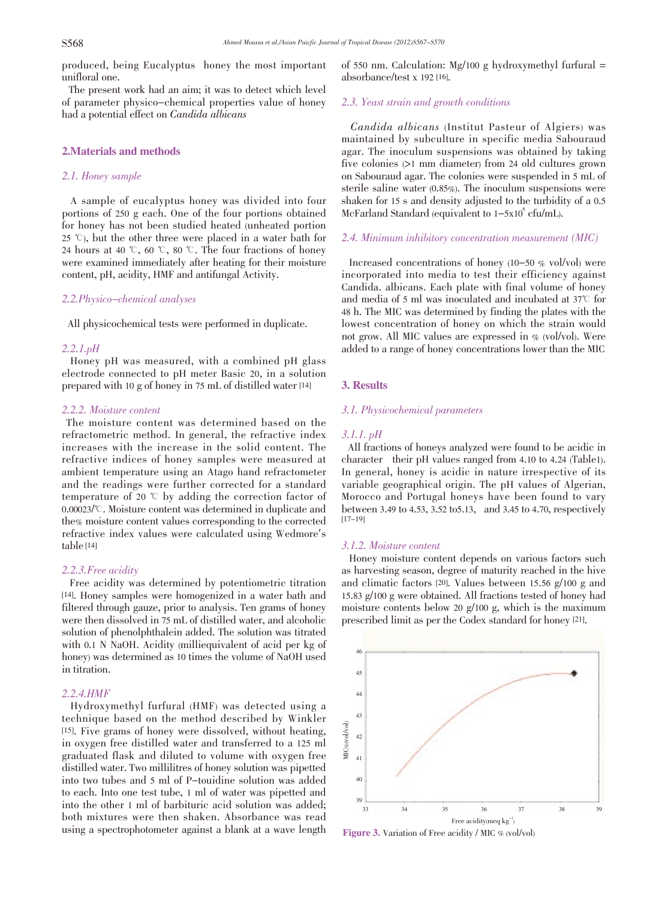produced, being Eucalyptus honey the most important unifloral one.

The present work had an aim; it was to detect which level of parameter physico-chemical properties value of honey had a potential effect on *Candida albicans*

## 2.Materials and methods

### *2.1. Honey sample*

A sample of eucalyptus honey was divided into four portions of 250 g each. One of the four portions obtained for honey has not been studied heated (unheated portion 25 ℃), but the other three were placed in a water bath for 24 hours at 40 ℃, 60 ℃, 80 ℃. The four fractions of honey were examined immediately after heating for their moisture content, pH, acidity, HMF and antifungal Activity.

### *2.2.Physico-chemical analyses*

All physicochemical tests were performed in duplicate.

#### *2.2.1.pH*

Honey pH was measured, with a combined pH glass electrode connected to pH meter Basic 20, in a solution prepared with 10 g of honey in 75 mL of distilled water [14]

#### *2.2.2. Moisture content*

The moisture content was determined based on the refractometric method. In general, the refractive index increases with the increase in the solid content. The refractive indices of honey samples were measured at ambient temperature using an Atago hand refractometer and the readings were further corrected for a standard temperature of 20 ℃ by adding the correction factor of 0.00023/℃. Moisture content was determined in duplicate and the% moisture content values corresponding to the corrected refractive index values were calculated using Wedmore's table [14]

#### *2.2.3.Free acidity*

Free acidity was determined by potentiometric titration [14]. Honey samples were homogenized in a water bath and filtered through gauze, prior to analysis. Ten grams of honey were then dissolved in 75 mL of distilled water, and alcoholic solution of phenolphthalein added. The solution was titrated with 0.1 N NaOH. Acidity (milliequivalent of acid per kg of honey) was determined as 10 times the volume of NaOH used in titration.

#### *2.2.4.HMF*

Hydroxymethyl furfural (HMF) was detected using a technique based on the method described by Winkler [15]. Five grams of honey were dissolved, without heating, in oxygen free distilled water and transferred to a 125 ml graduated flask and diluted to volume with oxygen free distilled water. Two millilitres of honey solution was pipetted into two tubes and 5 ml of P-touidine solution was added to each. Into one test tube, 1 ml of water was pipetted and into the other 1 ml of barbituric acid solution was added; both mixtures were then shaken. Absorbance was read using a spectrophotometer against a blank at a wave length of 550 nm. Calculation: Mg/100 g hydroxymethyl furfural = absorbance/test x 192 [16].

### *2.3. Yeast strain and growth conditions*

*Candida albicans* (Institut Pasteur of Algiers) was maintained by subculture in specific media Sabouraud agar. The inoculum suspensions was obtained by taking five colonies (>1 mm diameter) from 24 old cultures grown on Sabouraud agar. The colonies were suspended in 5 mL of sterile saline water (0.85%). The inoculum suspensions were shaken for 15 s and density adjusted to the turbidity of a 0.5 McFarland Standard (equivalent to $1-5 \times 10^6$ cfu/mL).

### *2.4. Minimum inhibitory concentration measurement (MIC)*

Increased concentrations of honey (10-50 % vol/vol) were incorporated into media to test their efficiency against Candida. albicans. Each plate with final volume of honey and media of 5 ml was inoculated and incubated at 37℃ for 48 h. The MIC was determined by finding the plates with the lowest concentration of honey on which the strain would not grow. All MIC values are expressed in % (vol/vol). Were added to a range of honey concentrations lower than the MIC

## 3. Results

### *3.1. Physicochemical parameters*

#### *3.1.1. pH*

All fractions of honeys analyzed were found to be acidic in character their pH values ranged from 4.10 to 4.24 (Table1). In general, honey is acidic in nature irrespective of its variable geographical origin. The pH values of Algerian, Morocco and Portugal honeys have been found to vary between 3.49 to 4.53, 3.52 to5.13, and 3.45 to 4.70, respectively [17-19]

#### *3.1.2. Moisture content*

Honey moisture content depends on various factors such as harvesting season, degree of maturity reached in the hive and climatic factors [20]. Values between 15.56 g/100 g and 15.83 g/100 g were obtained. All fractions tested of honey had moisture contents below 20 g/100 g, which is the maximum prescribed limit as per the Codex standard for honey [21].

**Figure 3.** Variation of Free acidity / MIC % (vol/vol)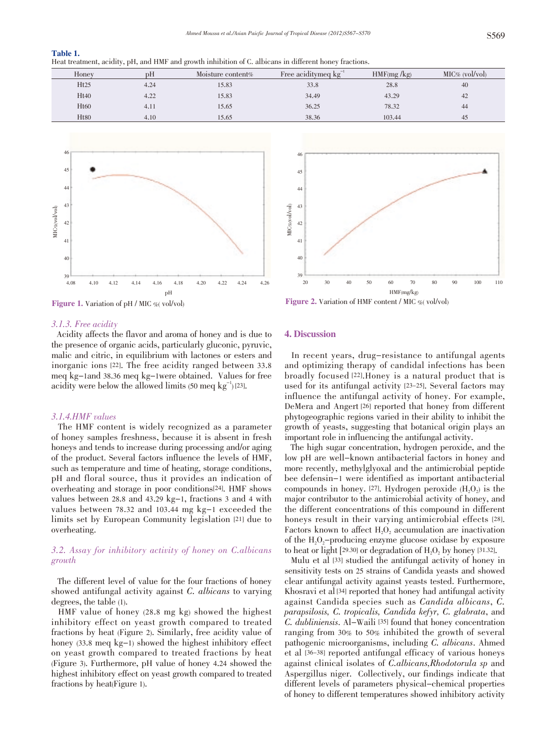**Table 1.**
Heat treatment, acidity, pH, and HMF and growth inhibition of C. albicans in different honey fractions.

| Honey | pH | Moisture content% | Free aciditymeq $kg^{-1}$ | HMF(mg /kg) | MIC% (vol/vol) |
|---|---|---|---|---|---|
| Ht25 | 4.24 | 15.83 | 33.8 | 28.8 | 40 |
| Ht40 | 4.22 | 15.83 | 34.49 | 43.29 | 42 |
| Ht60 | 4.11 | 15.65 | 36.25 | 78.32 | 44 |
| Ht80 | 4.10 | 15.65 | 38.36 | 103.44 | 45 |

**Figure 1.** Variation of pH / MIC %( vol/vol)

**Figure 2.** Variation of HMF content / MIC %( vol/vol)

### 3.1.3. Free acidity

Acidity affects the flavor and aroma of honey and is due to the presence of organic acids, particularly gluconic, pyruvic, malic and citric, in equilibrium with lactones or esters and inorganic ions [22]. The free acidity ranged between 33.8 meq kg−1and 38.36 meq kg−1were obtained. Values for free acidity were below the allowed limits (50 meq $kg^{-1}$) [23].

### 3.1.4.HMF values

The HMF content is widely recognized as a parameter of honey samples freshness, because it is absent in fresh honeys and tends to increase during processing and/or aging of the product. Several factors influence the levels of HMF, such as temperature and time of heating, storage conditions, pH and floral source, thus it provides an indication of overheating and storage in poor conditions[24]. HMF shows values between 28.8 and 43.29 kg−1, fractions 3 and 4 with values between 78.32 and 103.44 mg kg−1 exceeded the limits set by European Community legislation [21] due to overheating.

### 3.2. Assay for inhibitory activity of honey on C.albicans growth

The different level of value for the four fractions of honey showed antifungal activity against *C. albicans* to varying degrees, the table (1).

HMF value of honey (28.8 mg kg) showed the highest inhibitory effect on yeast growth compared to treated fractions by heat (Figure 2). Similarly, free acidity value of honey (33.8 meq kg−1) showed the highest inhibitory effect on yeast growth compared to treated fractions by heat (Figure 3). Furthermore, pH value of honey 4.24 showed the highest inhibitory effect on yeast growth compared to treated fractions by heat(Figure 1).

## 4. Discussion

In recent years, drug−resistance to antifungal agents and optimizing therapy of candidal infections has been broadly focused [22].Honey is a natural product that is used for its antifungal activity [23−25]. Several factors may influence the antifungal activity of honey. For example, DeMera and Angert [26] reported that honey from different phytogeographic regions varied in their ability to inhibit the growth of yeasts, suggesting that botanical origin plays an important role in influencing the antifungal activity.

The high sugar concentration, hydrogen peroxide, and the low pH are well−known antibacterial factors in honey and more recently, methylglyoxal and the antimicrobial peptide bee defensin−1 were identified as important antibacterial compounds in honey. [27]. Hydrogen peroxide ($H_2O_2$) is the major contributor to the antimicrobial activity of honey, and the different concentrations of this compound in different honeys result in their varying antimicrobial effects [28]. Factors known to affect $H_2O_2$ accumulation are inactivation of the $H_2O_2$−producing enzyme glucose oxidase by exposure to heat or light [29.30] or degradation of $H_2O_2$ by honey [31.32].

Mulu et al [33] studied the antifungal activity of honey in sensitivity tests on 25 strains of Candida yeasts and showed clear antifungal activity against yeasts tested. Furthermore, Khosravi et al [34] reported that honey had antifungal activity against Candida species such as *Candida albicans*, *C. parapsilosis*, *C. tropicalis*, *Candida kefyr*, *C. glabrata*, and *C. dubliniensis*. Al−Waili [35] found that honey concentration ranging from 30% to 50% inhibited the growth of several pathogenic microorganisms, including *C. albicans*. Ahmed et al [36−38] reported antifungal efficacy of various honeys against clinical isolates of *C.albicans*,*Rhodotorula sp* and Aspergillus niger. Collectively, our findings indicate that different levels of parameters physical−chemical properties of honey to different temperatures showed inhibitory activity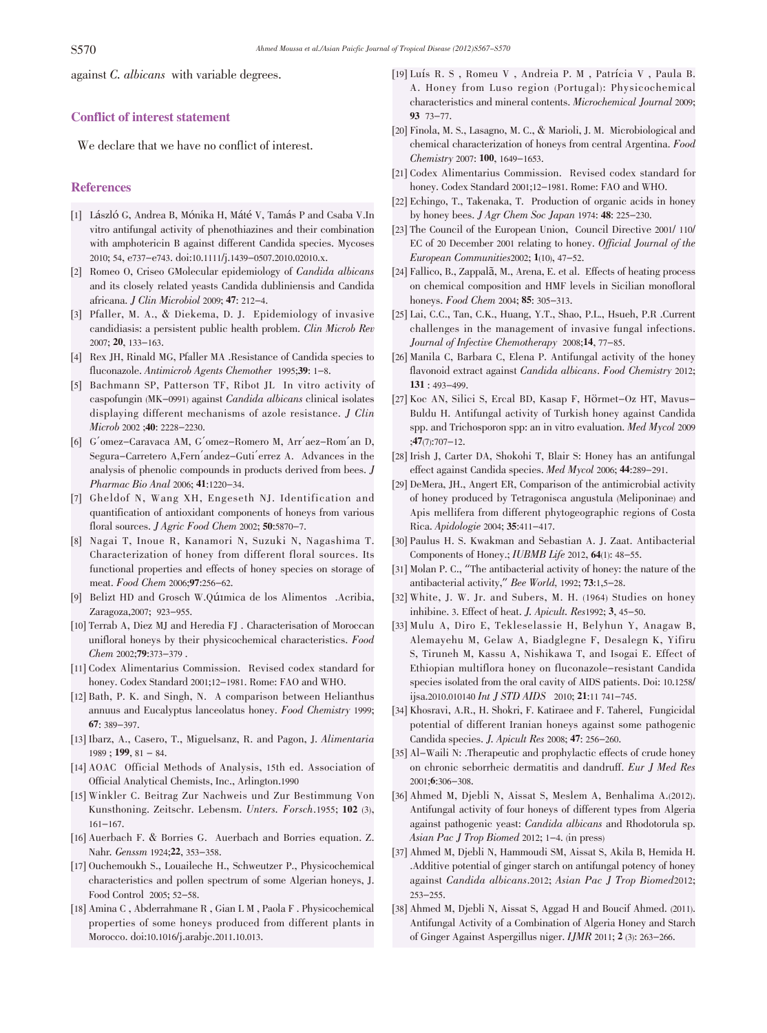against *C. albicans* with variable degrees.

## Conflict of interest statement

We declare that we have no conflict of interest.

## References

[1] László G, Andrea B, Mónika H, Máté V, Tamás P and Csaba V.In vitro antifungal activity of phenothiazines and their combination with amphotericin B against different Candida species. Mycoses 2010; 54, e737–e743. doi:10.1111/j.1439–0507.2010.02010.x.

[2] Romeo O, Criseo GMolecular epidemiology of *Candida albicans* and its closely related yeasts Candida dubliniensis and Candida africana. *J Clin Microbiol* 2009; **47**: 212–4.

[3] Pfaller, M. A., & Diekema, D. J. Epidemiology of invasive candidiasis: a persistent public health problem. *Clin Microb Rev* 2007; **20**, 133–163.

[4] Rex JH, Rinald MG, Pfaller MA .Resistance of Candida species to fluconazole. *Antimicrob Agents Chemother* 1995;**39**: 1–8.

[5] Bachmann SP, Patterson TF, Ribot JL In vitro activity of caspofungin (MK–0991) against *Candida albicans* clinical isolates displaying different mechanisms of azole resistance. *J Clin Microb* 2002 ;**40**: 2228–2230.

[6] G´omez–Caravaca AM, G´omez–Romero M, Arr´aez–Rom´an D, Segura–Carretero A,Fern´andez–Guti´errez A. Advances in the analysis of phenolic compounds in products derived from bees. *J Pharmac Bio Anal* 2006; **41**:1220–34.

[7] Gheldof N, Wang XH, Engeseth NJ. Identification and quantification of antioxidant components of honeys from various floral sources. *J Agric Food Chem* 2002; **50**:5870–7.

[8] Nagai T, Inoue R, Kanamori N, Suzuki N, Nagashima T. Characterization of honey from different floral sources. Its functional properties and effects of honey species on storage of meat. *Food Chem* 2006;**97**:256–62.

[9] Belizt HD and Grosch W.Qúımica de los Alimentos .Acribia, Zaragoza,2007; 923–955.

[10] Terrab A, Diez MJ and Heredia FJ . Characterisation of Moroccan unifloral honeys by their physicochemical characteristics. *Food Chem* 2002;**79**:373–379 .

[11] Codex Alimentarius Commission. Revised codex standard for honey. Codex Standard 2001;12–1981. Rome: FAO and WHO.

[12] Bath, P. K. and Singh, N. A comparison between Helianthus annuus and Eucalyptus lanceolatus honey. *Food Chemistry* 1999; **67**: 389–397.

[13] Ibarz, A., Casero, T., Miguelsanz, R. and Pagon, J. *Alimentaria* 1989 ; **199**, 81 – 84.

[14] AOAC Official Methods of Analysis, 15th ed. Association of Official Analytical Chemists, Inc., Arlington.1990

[15] Winkler C. Beitrag Zur Nachweis und Zur Bestimmung Von Kunsthoning. Zeitschr. Lebensm. *Unters. Forsch*.1955; **102** (3), 161–167.

[16] Auerbach F. & Borries G. Auerbach and Borries equation. Z. Nahr. *Genssm* 1924;**22**, 353–358.

[17] Ouchemoukh S., Louaileche H., Schweutzer P., Physicochemical characteristics and pollen spectrum of some Algerian honeys, J. Food Control 2005; 52–58.

[18] Amina C , Abderrahmane R , Gian L M , Paola F . Physicochemical properties of some honeys produced from different plants in Morocco. doi:10.1016/j.arabjc.2011.10.013.

[19] Luís R. S , Romeu V , Andreia P. M , Patrícia V , Paula B. A. Honey from Luso region (Portugal): Physicochemical characteristics and mineral contents. *Microchemical Journal* 2009; **93** 73–77.

[20] Finola, M. S., Lasagno, M. C., & Marioli, J. M. Microbiological and chemical characterization of honeys from central Argentina. *Food Chemistry* 2007: **100**, 1649–1653.

[21] Codex Alimentarius Commission. Revised codex standard for honey. Codex Standard 2001;12–1981. Rome: FAO and WHO.

[22] Echingo, T., Takenaka, T. Production of organic acids in honey by honey bees. *J Agr Chem Soc Japan* 1974: **48**: 225–230.

[23] The Council of the European Union, Council Directive 2001/ 110/ EC of 20 December 2001 relating to honey. *Official Journal of the European Communities*2002; **1**(10), 47–52.

[24] Fallico, B., Zappalã, M., Arena, E. et al. Effects of heating process on chemical composition and HMF levels in Sicilian monofloral honeys. *Food Chem* 2004; **85**: 305–313.

[25] Lai, C.C., Tan, C.K., Huang, Y.T., Shao, P.L., Hsueh, P.R .Current challenges in the management of invasive fungal infections. *Journal of Infective Chemotherapy* 2008;**14**, 77–85.

[26] Manila C, Barbara C, Elena P. Antifungal activity of the honey flavonoid extract against *Candida albicans*. *Food Chemistry* 2012; **131** : 493–499.

[27] Koc AN, Silici S, Ercal BD, Kasap F, Hörmet–Oz HT, Mavus–Buldu H. Antifungal activity of Turkish honey against Candida spp. and Trichosporon spp: an in vitro evaluation. *Med Mycol* 2009 ;**47**(7):707–12.

[28] Irish J, Carter DA, Shokohi T, Blair S: Honey has an antifungal effect against Candida species. *Med Mycol* 2006; **44**:289–291.

[29] DeMera, JH., Angert ER, Comparison of the antimicrobial activity of honey produced by Tetragonisca angustula (Meliponinae) and Apis mellifera from different phytogeographic regions of Costa Rica. *Apidologie* 2004; **35**:411–417.

[30] Paulus H. S. Kwakman and Sebastian A. J. Zaat. Antibacterial Components of Honey.; *IUBMB Life* 2012, **64**(1): 48–55.

[31] Molan P. C., "The antibacterial activity of honey: the nature of the antibacterial activity," *Bee World*, 1992; **73**:1,5–28.

[32] White, J. W. Jr. and Subers, M. H. (1964) Studies on honey inhibine. 3. Effect of heat. *J. Apicult. Res*1992; **3**, 45–50.

[33] Mulu A, Diro E, Tekleselassie H, Belyhun Y, Anagaw B, Alemayehu M, Gelaw A, Biadglegne F, Desalegn K, Yifiru S, Tiruneh M, Kassu A, Nishikawa T, and Isogai E. Effect of Ethiopian multiflora honey on fluconazole–resistant Candida species isolated from the oral cavity of AIDS patients. Doi: 10.1258/ ijsa.2010.010140 *Int J STD AIDS* 2010; **21**:11 741–745.

[34] Khosravi, A.R., H. Shokri, F. Katiraee and F. Taherel, Fungicidal potential of different Iranian honeys against some pathogenic Candida species. *J. Apicult Res* 2008; **47**: 256–260.

[35] Al–Waili N: .Therapeutic and prophylactic effects of crude honey on chronic seborrheic dermatitis and dandruff. *Eur J Med Res* 2001;**6**:306–308.

[36] Ahmed M, Djebli N, Aissat S, Meslem A, Benhalima A.(2012). Antifungal activity of four honeys of different types from Algeria against pathogenic yeast: *Candida albicans* and Rhodotorula sp. *Asian Pac J Trop Biomed* 2012; 1–4. (in press)

[37] Ahmed M, Djebli N, Hammoudi SM, Aissat S, Akila B, Hemida H. .Additive potential of ginger starch on antifungal potency of honey against *Candida albicans*.2012; *Asian Pac J Trop Biomed*2012; 253–255.

[38] Ahmed M, Djebli N, Aissat S, Aggad H and Boucif Ahmed. (2011). Antifungal Activity of a Combination of Algeria Honey and Starch of Ginger Against Aspergillus niger. *IJMR* 2011; **2** (3): 263–266.